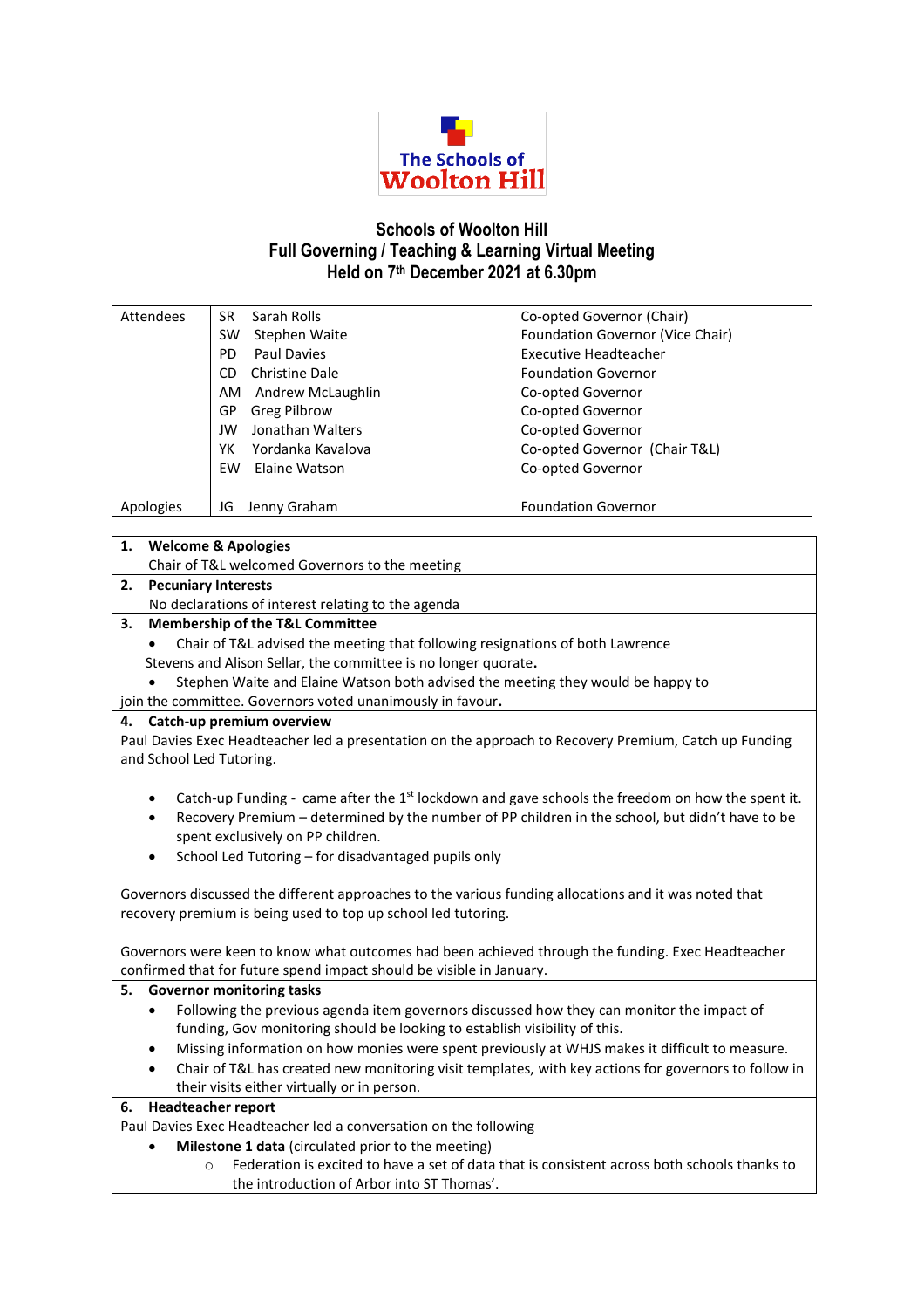The Schools of Wolton Hill

# Schools of Woolton Hill
## Full Governing / Teaching & Learning Virtual Meeting
## Held on 7th December 2021 at 6.30pm

| Attendees | SR Sarah Rolls | Co-opted Governor (Chair) |
|---|---|---|
| | SW Stephen Waite | Foundation Governor (Vice Chair) |
| | PD Paul Davies | Executive Headteacher |
| | CD Christine Dale | Foundation Governor |
| | AM Andrew McLaughlin | Co-opted Governor |
| | GP Greg Pilbrow | Co-opted Governor |
| | JW Jonathan Walters | Co-opted Governor |
| | YK Yordanka Kavalova | Co-opted Governor (Chair T&L) |
| | EW Elaine Watson | Co-opted Governor |
| Apologies | JG Jenny Graham | Foundation Governor |

**1. Welcome & Apologies**

Chair of T&L welcomed Governors to the meeting

**2. Pecuniary Interests**

No declarations of interest relating to the agenda

**3. Membership of the T&L Committee**

- Chair of T&L advised the meeting that following resignations of both Lawrence Stevens and Alison Sellar, the committee is no longer quorate.
- Stephen Waite and Elaine Watson both advised the meeting they would be happy to join the committee. Governors voted unanimously in favour.

**4. Catch-up premium overview**

Paul Davies Exec Headteacher led a presentation on the approach to Recovery Premium, Catch up Funding and School Led Tutoring.

- Catch-up Funding - came after the 1st lockdown and gave schools the freedom on how the spent it.
- Recovery Premium – determined by the number of PP children in the school, but didn't have to be spent exclusively on PP children.
- School Led Tutoring – for disadvantaged pupils only

Governors discussed the different approaches to the various funding allocations and it was noted that recovery premium is being used to top up school led tutoring.

Governors were keen to know what outcomes had been achieved through the funding. Exec Headteacher confirmed that for future spend impact should be visible in January.

**5. Governor monitoring tasks**

- Following the previous agenda item governors discussed how they can monitor the impact of funding, Gov monitoring should be looking to establish visibility of this.
- Missing information on how monies were spent previously at WHJS makes it difficult to measure.
- Chair of T&L has created new monitoring visit templates, with key actions for governors to follow in their visits either virtually or in person.

**6. Headteacher report**

Paul Davies Exec Headteacher led a conversation on the following

- **Milestone 1 data** (circulated prior to the meeting)
  - Federation is excited to have a set of data that is consistent across both schools thanks to the introduction of Arbor into ST Thomas'.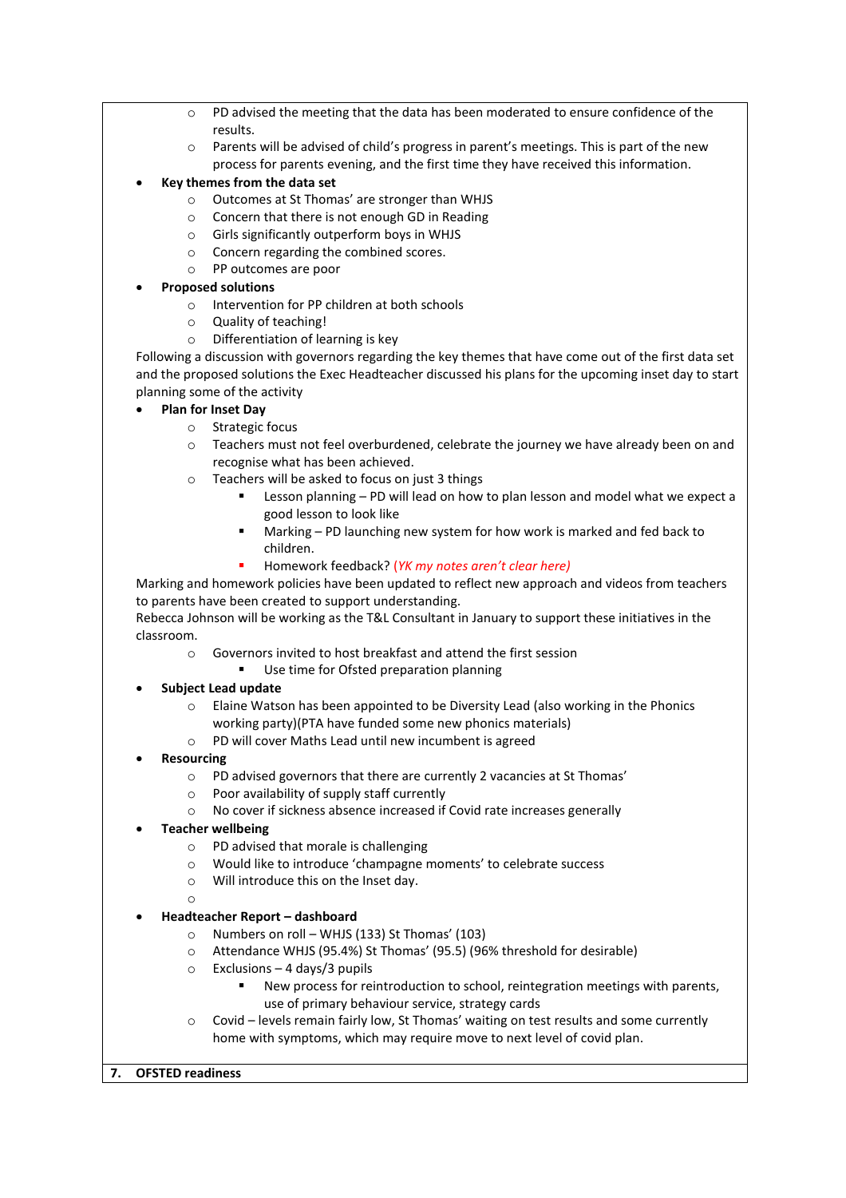- PD advised the meeting that the data has been moderated to ensure confidence of the results.
  - Parents will be advised of child's progress in parent's meetings. This is part of the new process for parents evening, and the first time they have received this information.
- **Key themes from the data set**
  - Outcomes at St Thomas' are stronger than WHJS
  - Concern that there is not enough GD in Reading
  - Girls significantly outperform boys in WHJS
  - Concern regarding the combined scores.
  - PP outcomes are poor
- **Proposed solutions**
  - Intervention for PP children at both schools
  - Quality of teaching!
  - Differentiation of learning is key

Following a discussion with governors regarding the key themes that have come out of the first data set and the proposed solutions the Exec Headteacher discussed his plans for the upcoming inset day to start planning some of the activity

- **Plan for Inset Day**
  - Strategic focus
  - Teachers must not feel overburdened, celebrate the journey we have already been on and recognise what has been achieved.
  - Teachers will be asked to focus on just 3 things
    - Lesson planning – PD will lead on how to plan lesson and model what we expect a good lesson to look like
    - Marking – PD launching new system for how work is marked and fed back to children.
    - Homework feedback? (*YK my notes aren't clear here)*

Marking and homework policies have been updated to reflect new approach and videos from teachers to parents have been created to support understanding.
Rebecca Johnson will be working as the T&L Consultant in January to support these initiatives in the classroom.

  - Governors invited to host breakfast and attend the first session
    - Use time for Ofsted preparation planning
- **Subject Lead update**
  - Elaine Watson has been appointed to be Diversity Lead (also working in the Phonics working party)(PTA have funded some new phonics materials)
  - PD will cover Maths Lead until new incumbent is agreed
- **Resourcing**
  - PD advised governors that there are currently 2 vacancies at St Thomas'
  - Poor availability of supply staff currently
  - No cover if sickness absence increased if Covid rate increases generally
- **Teacher wellbeing**
  - PD advised that morale is challenging
  - Would like to introduce 'champagne moments' to celebrate success
  - Will introduce this on the Inset day.
- **Headteacher Report – dashboard**
  - Numbers on roll – WHJS (133) St Thomas' (103)
  - Attendance WHJS (95.4%) St Thomas' (95.5) (96% threshold for desirable)
  - Exclusions – 4 days/3 pupils
    - New process for reintroduction to school, reintegration meetings with parents, use of primary behaviour service, strategy cards
  - Covid – levels remain fairly low, St Thomas' waiting on test results and some currently home with symptoms, which may require move to next level of covid plan.

**7. OFSTED readiness**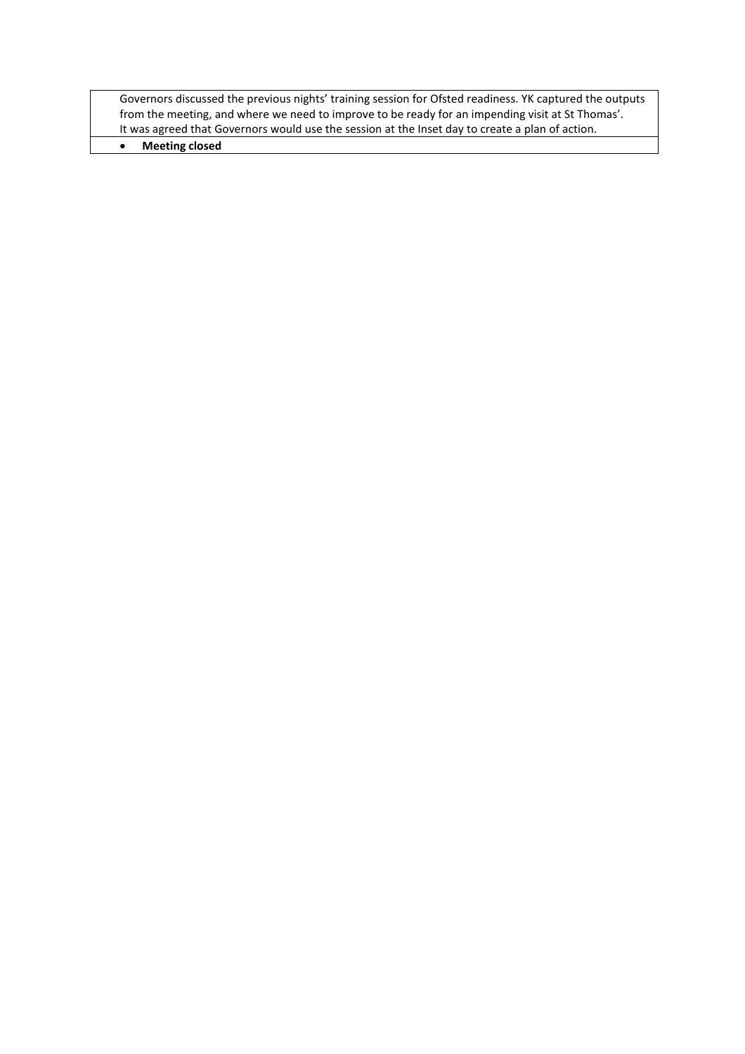Governors discussed the previous nights' training session for Ofsted readiness. YK captured the outputs from the meeting, and where we need to improve to be ready for an impending visit at St Thomas'.
It was agreed that Governors would use the session at the Inset day to create a plan of action.

- **Meeting closed**